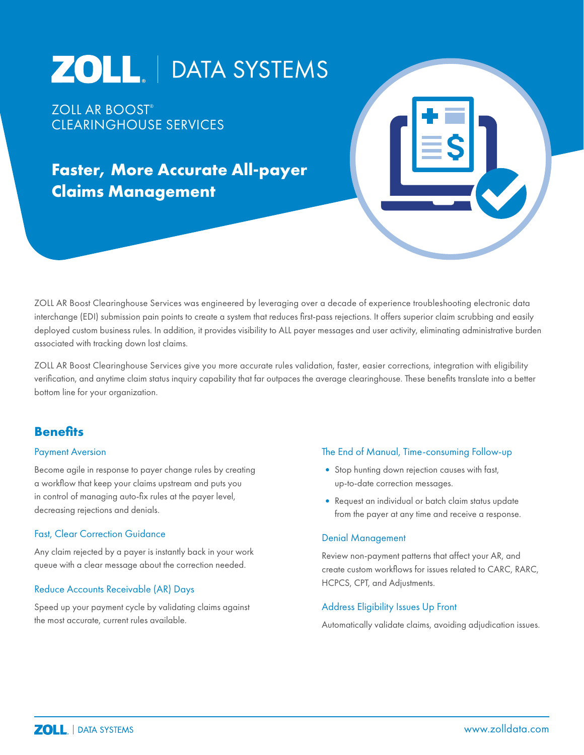# ZOLL | DATA SYSTEMS

ZOLL AR BOOST®
CLEARINGHOUSE SERVICES

## Faster, More Accurate All-payer Claims Management

ZOLL AR Boost Clearinghouse Services was engineered by leveraging over a decade of experience troubleshooting electronic data interchange (EDI) submission pain points to create a system that reduces first-pass rejections. It offers superior claim scrubbing and easily deployed custom business rules. In addition, it provides visibility to ALL payer messages and user activity, eliminating administrative burden associated with tracking down lost claims.

ZOLL AR Boost Clearinghouse Services give you more accurate rules validation, faster, easier corrections, integration with eligibility verification, and anytime claim status inquiry capability that far outpaces the average clearinghouse. These benefits translate into a better bottom line for your organization.

## Benefits

### Payment Aversion

Become agile in response to payer change rules by creating a workflow that keep your claims upstream and puts you in control of managing auto-fix rules at the payer level, decreasing rejections and denials.

### Fast, Clear Correction Guidance

Any claim rejected by a payer is instantly back in your work queue with a clear message about the correction needed.

### Reduce Accounts Receivable (AR) Days

Speed up your payment cycle by validating claims against the most accurate, current rules available.

### The End of Manual, Time-consuming Follow-up

- Stop hunting down rejection causes with fast, up-to-date correction messages.
- Request an individual or batch claim status update from the payer at any time and receive a response.

### Denial Management

Review non-payment patterns that affect your AR, and create custom workflows for issues related to CARC, RARC, HCPCS, CPT, and Adjustments.

### Address Eligibility Issues Up Front

Automatically validate claims, avoiding adjudication issues.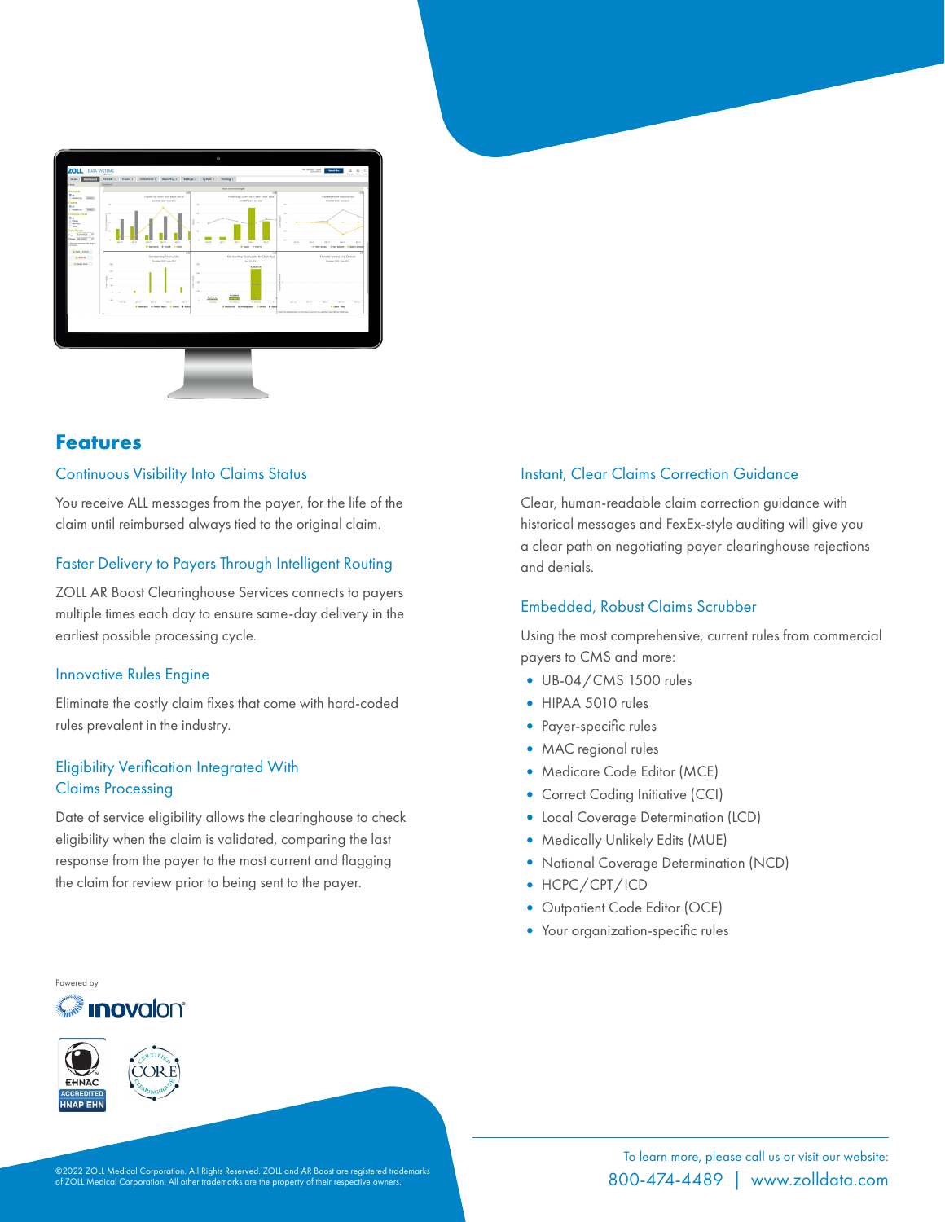## Features

### Continuous Visibility Into Claims Status

You receive ALL messages from the payer, for the life of the claim until reimbursed always tied to the original claim.

### Faster Delivery to Payers Through Intelligent Routing

ZOLL AR Boost Clearinghouse Services connects to payers multiple times each day to ensure same-day delivery in the earliest possible processing cycle.

### Innovative Rules Engine

Eliminate the costly claim fixes that come with hard-coded rules prevalent in the industry.

### Eligibility Verification Integrated With Claims Processing

Date of service eligibility allows the clearinghouse to check eligibility when the claim is validated, comparing the last response from the payer to the most current and flagging the claim for review prior to being sent to the payer.

### Instant, Clear Claims Correction Guidance

Clear, human-readable claim correction guidance with historical messages and FexEx-style auditing will give you a clear path on negotiating payer clearinghouse rejections and denials.

### Embedded, Robust Claims Scrubber

Using the most comprehensive, current rules from commercial payers to CMS and more:

- UB-04/CMS 1500 rules
- HIPAA 5010 rules
- Payer-specific rules
- MAC regional rules
- Medicare Code Editor (MCE)
- Correct Coding Initiative (CCI)
- Local Coverage Determination (LCD)
- Medically Unlikely Edits (MUE)
- National Coverage Determination (NCD)
- HCPC/CPT/ICD
- Outpatient Code Editor (OCE)
- Your organization-specific rules

Powered by inovalon

EHNAC ACCREDITED HNAP EHN

CERTIFIED CORE CLEARINGHOUSE

©2022 ZOLL Medical Corporation. All Rights Reserved. ZOLL and AR Boost are registered trademarks of ZOLL Medical Corporation. All other trademarks are the property of their respective owners.

To learn more, please call us or visit our website:
800-474-4489 | www.zolldata.com